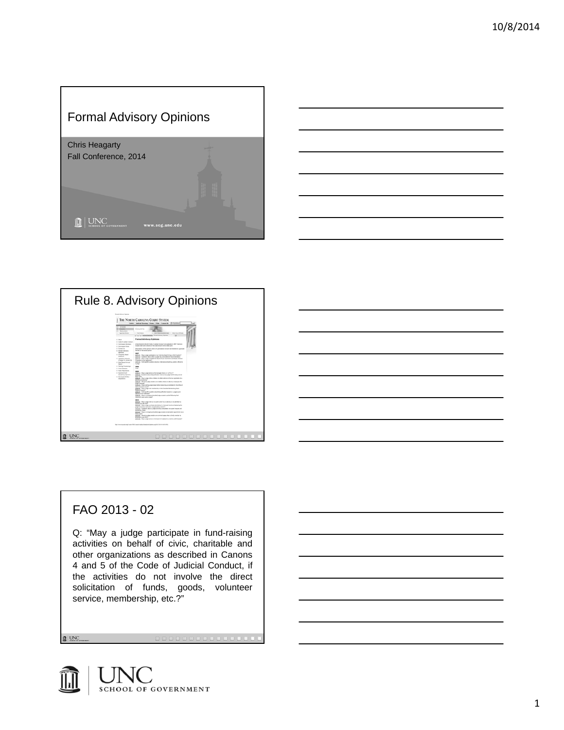# Formal Advisory Opinions

Chris Heagarty
Fall Conference, 2014

## Rule 8. Advisory Opinions

## FAO 2013 - 02

Q: "May a judge participate in fund-raising activities on behalf of civic, charitable and other organizations as described in Canons 4 and 5 of the Code of Judicial Conduct, if the activities do not involve the direct solicitation of funds, goods, volunteer service, membership, etc.?"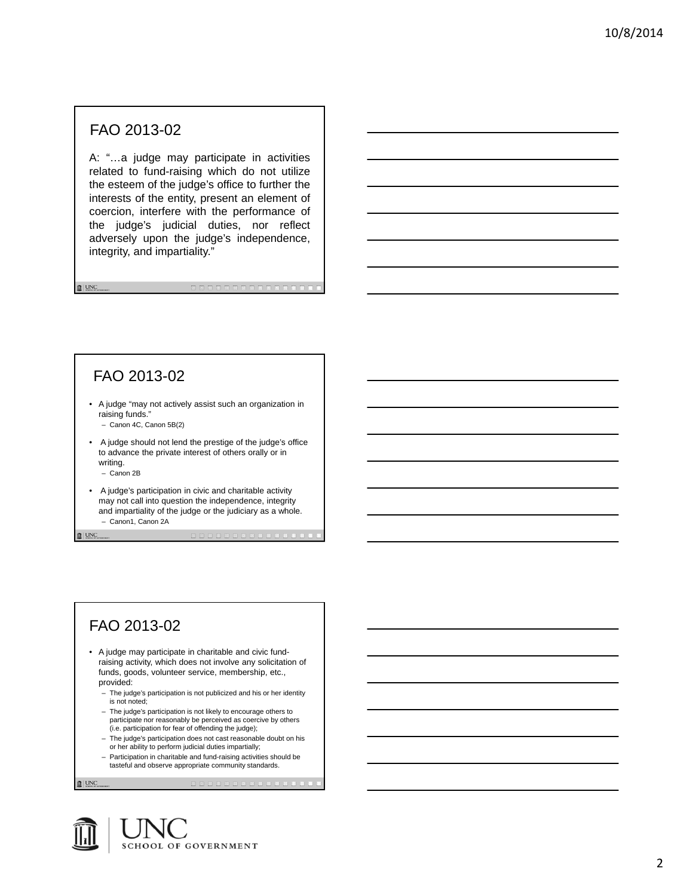## FAO 2013-02

A: "…a judge may participate in activities related to fund-raising which do not utilize the esteem of the judge's office to further the interests of the entity, present an element of coercion, interfere with the performance of the judge's judicial duties, nor reflect adversely upon the judge's independence, integrity, and impartiality."

## FAO 2013-02

- A judge "may not actively assist such an organization in raising funds."
  - Canon 4C, Canon 5B(2)
- A judge should not lend the prestige of the judge's office to advance the private interest of others orally or in writing.
  - Canon 2B
- A judge's participation in civic and charitable activity may not call into question the independence, integrity and impartiality of the judge or the judiciary as a whole.
  - Canon1, Canon 2A

## FAO 2013-02

- A judge may participate in charitable and civic fund-raising activity, which does not involve any solicitation of funds, goods, volunteer service, membership, etc., provided:
  - The judge's participation is not publicized and his or her identity is not noted;
  - The judge's participation is not likely to encourage others to participate nor reasonably be perceived as coercive by others (i.e. participation for fear of offending the judge);
  - The judge's participation does not cast reasonable doubt on his or her ability to perform judicial duties impartially;
  - Participation in charitable and fund-raising activities should be tasteful and observe appropriate community standards.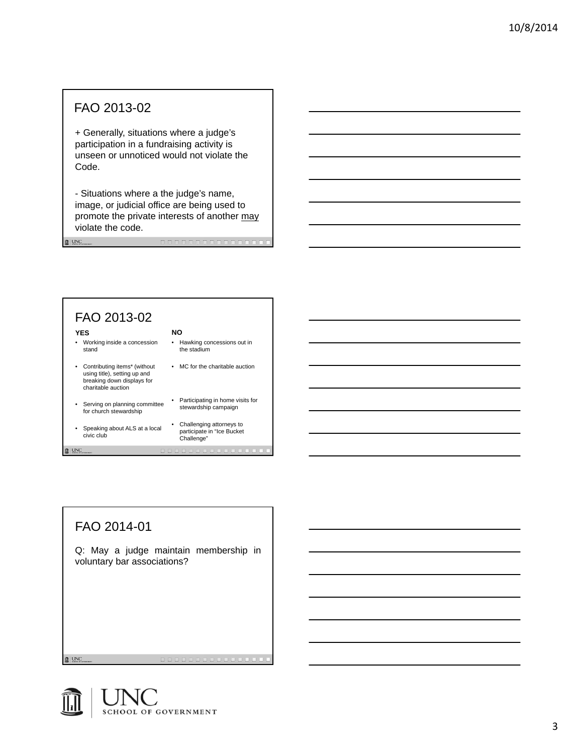## FAO 2013-02

+ Generally, situations where a judge's participation in a fundraising activity is unseen or unnoticed would not violate the Code.

- Situations where a the judge's name, image, or judicial office are being used to promote the private interests of another <u>may</u> violate the code.

## FAO 2013-02

| YES | NO |
| --- | --- |
| • Working inside a concession stand | • Hawking concessions out in the stadium |
| • Contributing items* (without using title), setting up and breaking down displays for charitable auction | • MC for the charitable auction |
| • Serving on planning committee for church stewardship | • Participating in home visits for stewardship campaign |
| • Speaking about ALS at a local civic club | • Challenging attorneys to participate in "Ice Bucket Challenge" |

## FAO 2014-01

Q: May a judge maintain membership in voluntary bar associations?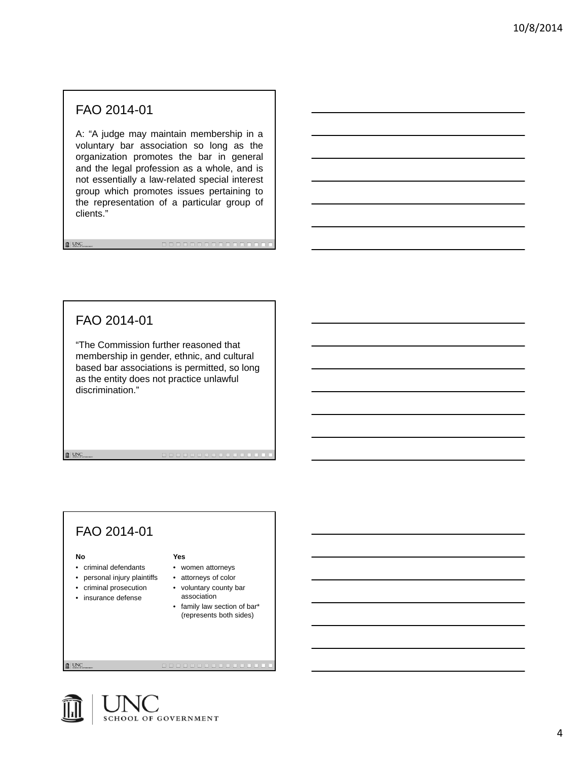## FAO 2014-01

A: "A judge may maintain membership in a voluntary bar association so long as the organization promotes the bar in general and the legal profession as a whole, and is not essentially a law-related special interest group which promotes issues pertaining to the representation of a particular group of clients."

## FAO 2014-01

"The Commission further reasoned that membership in gender, ethnic, and cultural based bar associations is permitted, so long as the entity does not practice unlawful discrimination."

## FAO 2014-01

**No**

- criminal defendants
- personal injury plaintiffs
- criminal prosecution
- insurance defense

**Yes**

- women attorneys
- attorneys of color
- voluntary county bar association
- family law section of bar* (represents both sides)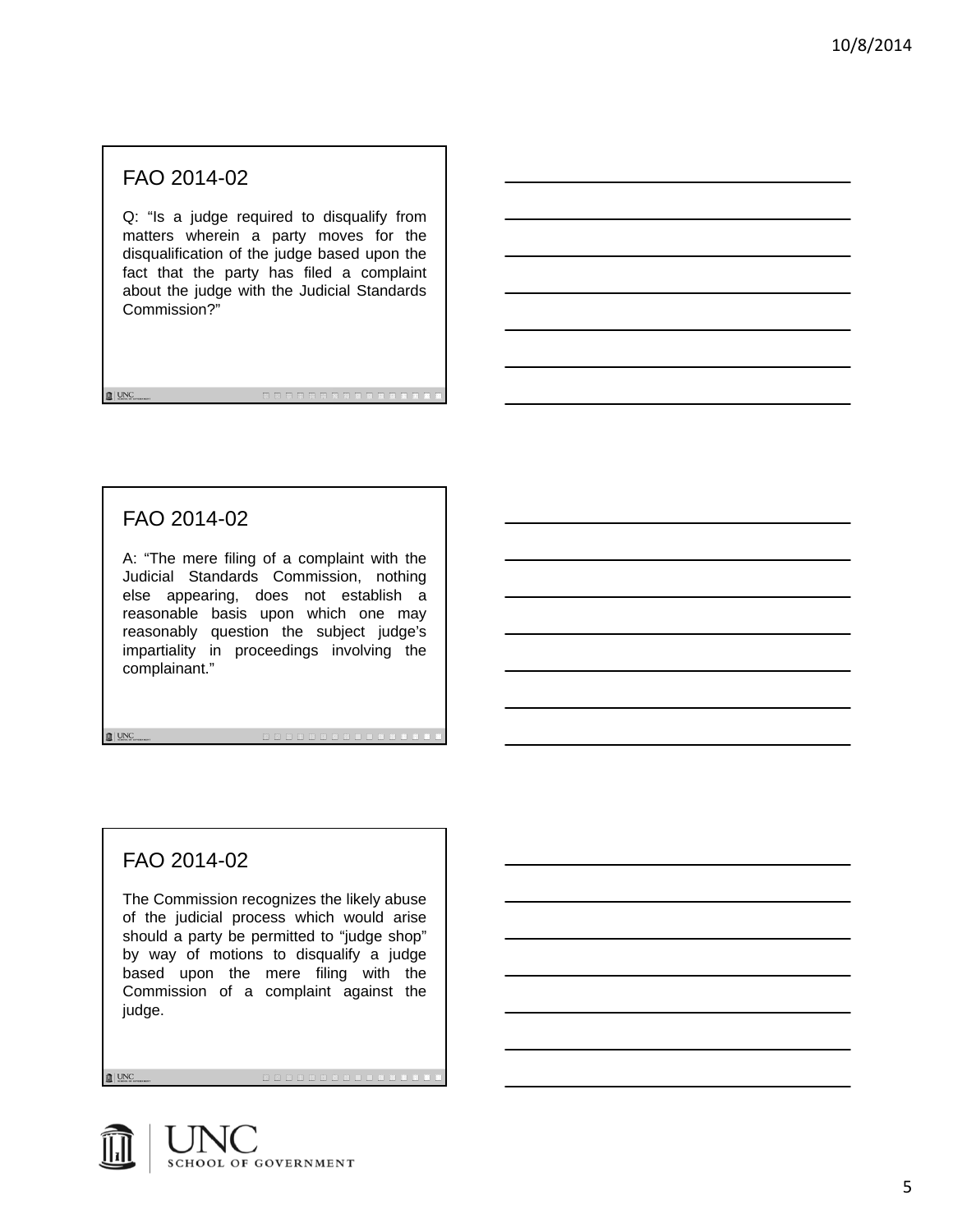## FAO 2014-02

Q: "Is a judge required to disqualify from matters wherein a party moves for the disqualification of the judge based upon the fact that the party has filed a complaint about the judge with the Judicial Standards Commission?"

## FAO 2014-02

A: "The mere filing of a complaint with the Judicial Standards Commission, nothing else appearing, does not establish a reasonable basis upon which one may reasonably question the subject judge's impartiality in proceedings involving the complainant."

## FAO 2014-02

The Commission recognizes the likely abuse of the judicial process which would arise should a party be permitted to "judge shop" by way of motions to disqualify a judge based upon the mere filing with the Commission of a complaint against the judge.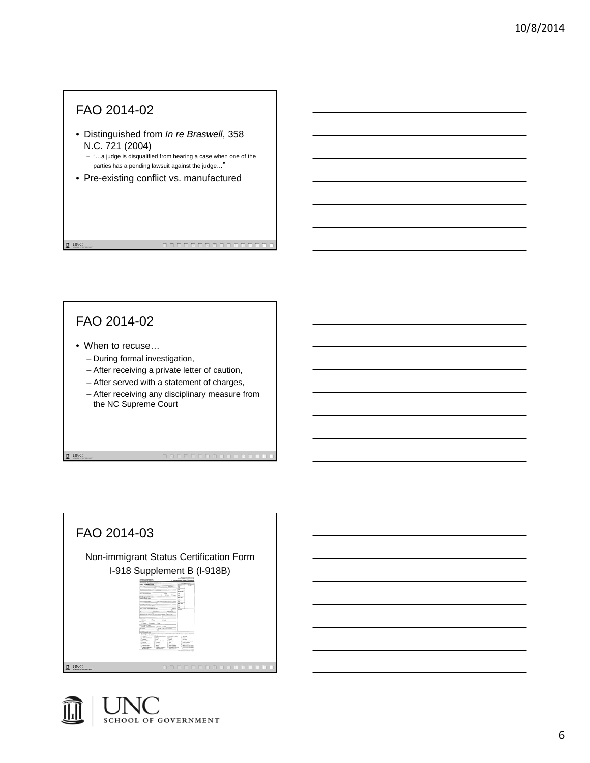## FAO 2014-02

- Distinguished from *In re Braswell*, 358 N.C. 721 (2004)
  - "…a judge is disqualified from hearing a case when one of the parties has a pending lawsuit against the judge…"
- Pre-existing conflict vs. manufactured

## FAO 2014-02

- When to recuse…
  - During formal investigation,
  - After receiving a private letter of caution,
  - After served with a statement of charges,
  - After receiving any disciplinary measure from the NC Supreme Court

## FAO 2014-03

Non-immigrant Status Certification Form I-918 Supplement B (I-918B)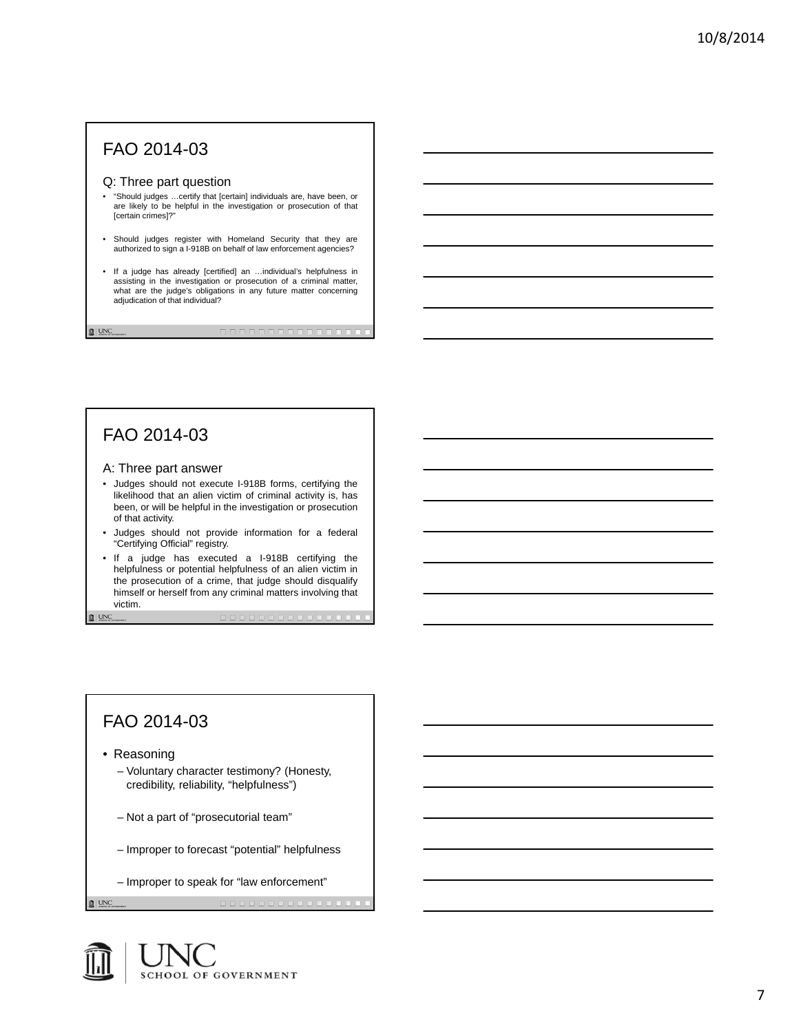## FAO 2014-03

Q: Three part question

- "Should judges …certify that [certain] individuals are, have been, or are likely to be helpful in the investigation or prosecution of that [certain crimes]?"
- Should judges register with Homeland Security that they are authorized to sign a I-918B on behalf of law enforcement agencies?
- If a judge has already [certified] an …individual's helpfulness in assisting in the investigation or prosecution of a criminal matter, what are the judge's obligations in any future matter concerning adjudication of that individual?

## FAO 2014-03

A: Three part answer

- Judges should not execute I-918B forms, certifying the likelihood that an alien victim of criminal activity is, has been, or will be helpful in the investigation or prosecution of that activity.
- Judges should not provide information for a federal "Certifying Official" registry.
- If a judge has executed a I-918B certifying the helpfulness or potential helpfulness of an alien victim in the prosecution of a crime, that judge should disqualify himself or herself from any criminal matters involving that victim.

## FAO 2014-03

- Reasoning
  - Voluntary character testimony? (Honesty, credibility, reliability, "helpfulness")
  - Not a part of "prosecutorial team"
  - Improper to forecast "potential" helpfulness
  - Improper to speak for "law enforcement"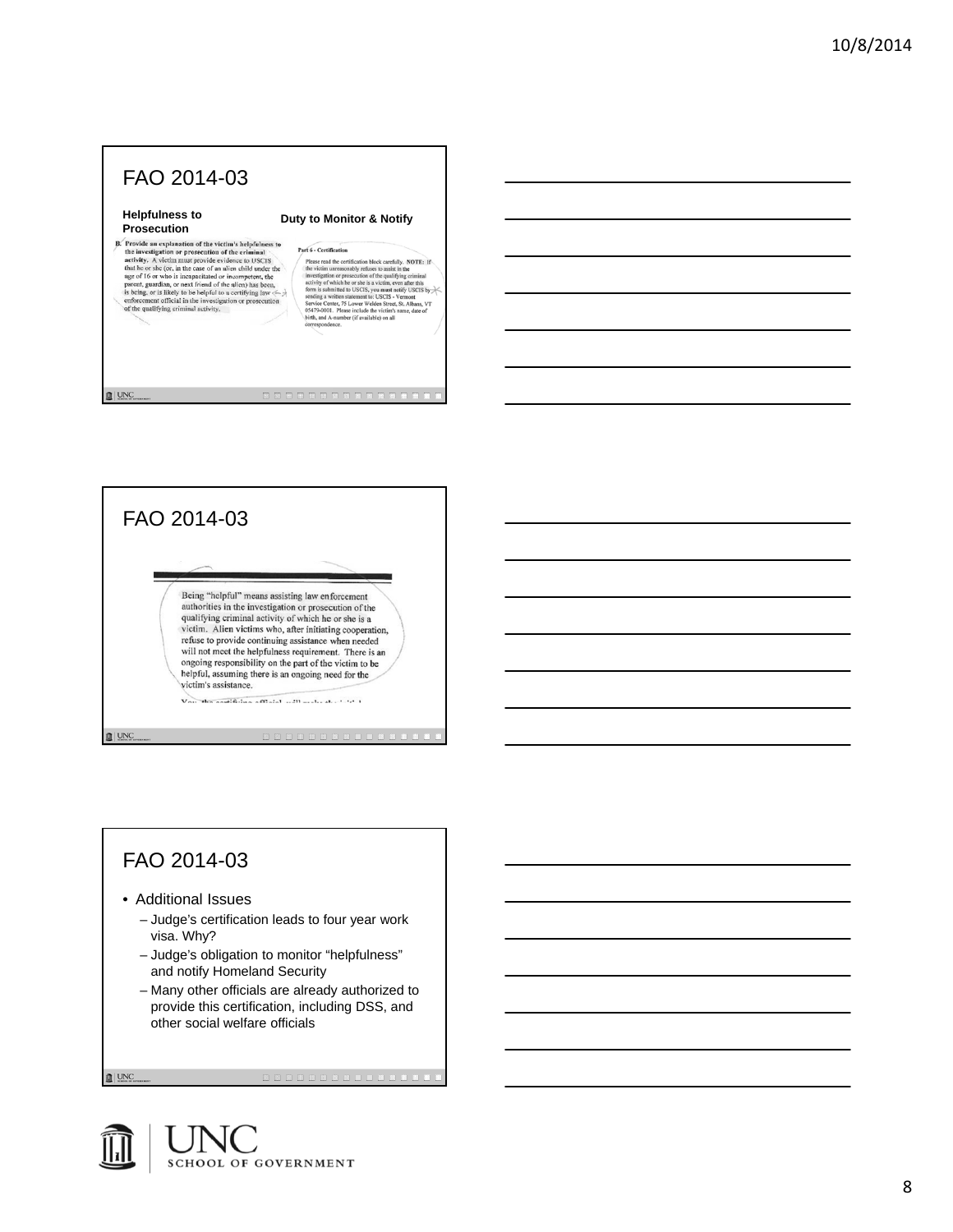## FAO 2014-03

**Helpfulness to Prosecution**

B. Provide an explanation of the victim's helpfulness to the investigation or prosecution of the criminal activity. A victim must provide evidence to USCIS that he or she (or, in the case of an alien child under the age of 16 or who is incapacitated or incompetent, the parent, guardian, or next friend of the alien) has been, is being, or is likely to be helpful to a certifying law enforcement official in the investigation or prosecution of the qualifying criminal activity.

**Duty to Monitor & Notify**

Part 6 - Certification

Please read the certification block carefully. NOTE: If the victim unreasonably refuses to assist in the investigation or prosecution of the qualifying criminal activity of which he or she is a victim, even after this form is submitted to USCIS, you must notify USCIS by sending a written statement to: USCIS - Vermont Service Center, 75 Lower Welden Street, St. Albans, VT 05479-0001. Please include the victim's name, date of birth, and A-number (if available) on all correspondence.

## FAO 2014-03

Being "helpful" means assisting law enforcement authorities in the investigation or prosecution of the qualifying criminal activity of which he or she is a victim. Alien victims who, after initiating cooperation, refuse to provide continuing assistance when needed will not meet the helpfulness requirement. There is an ongoing responsibility on the part of the victim to be helpful, assuming there is an ongoing need for the victim's assistance.

## FAO 2014-03

- Additional Issues
  - Judge's certification leads to four year work visa. Why?
  - Judge's obligation to monitor "helpfulness" and notify Homeland Security
  - Many other officials are already authorized to provide this certification, including DSS, and other social welfare officials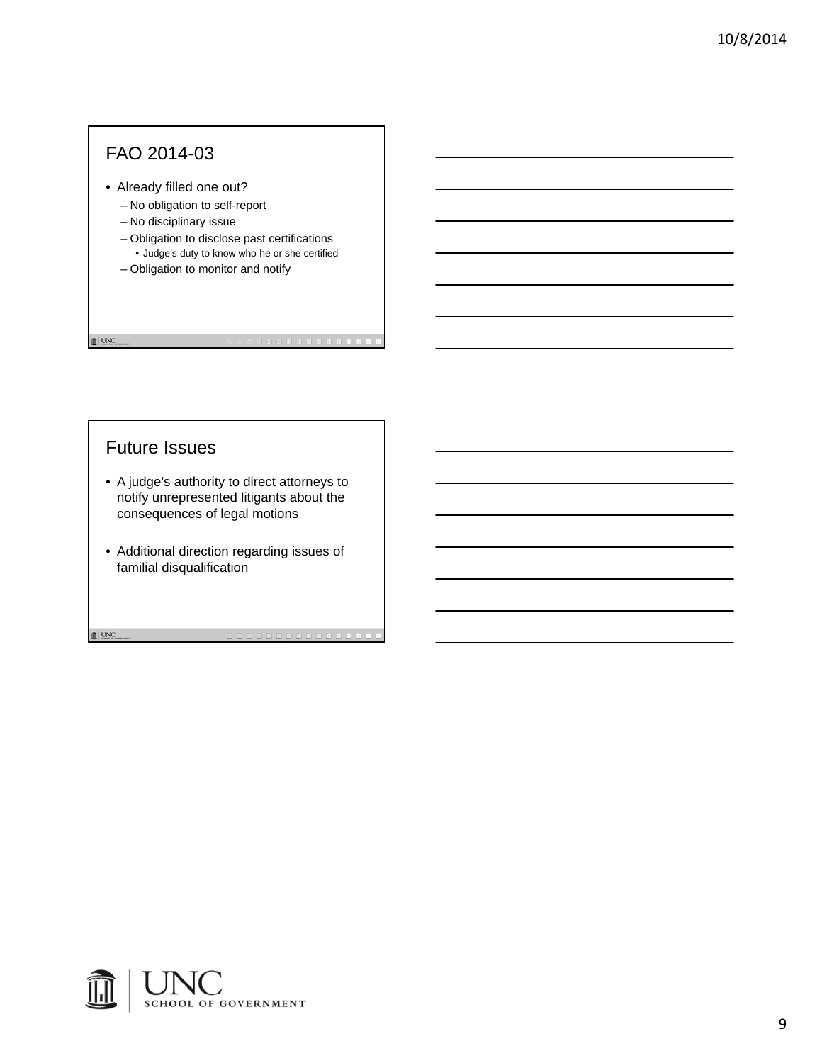## FAO 2014-03

- Already filled one out?
  - No obligation to self-report
  - No disciplinary issue
  - Obligation to disclose past certifications
    - Judge's duty to know who he or she certified
  - Obligation to monitor and notify

## Future Issues

- A judge's authority to direct attorneys to notify unrepresented litigants about the consequences of legal motions
- Additional direction regarding issues of familial disqualification